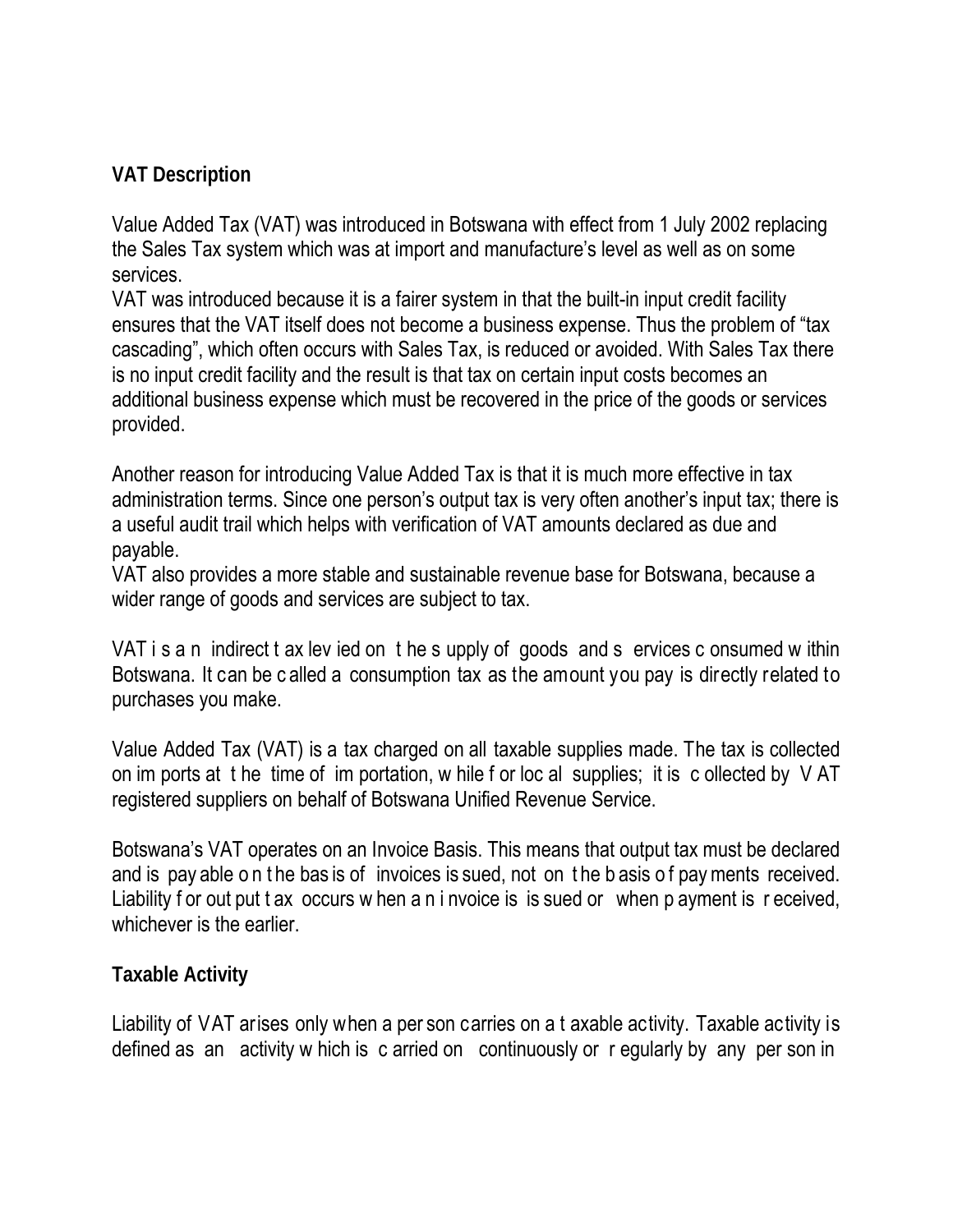## VAT Description

Value Added Tax (VAT) was introduced in Botswana with effect from 1 July 2002 replacing the Sales Tax system which was at import and manufacture's level as well as on some services.

VAT was introduced because it is a fairer system in that the built-in input credit facility ensures that the VAT itself does not become a business expense. Thus the problem of "tax cascading", which often occurs with Sales Tax, is reduced or avoided. With Sales Tax there is no input credit facility and the result is that tax on certain input costs becomes an additional business expense which must be recovered in the price of the goods or services provided.

Another reason for introducing Value Added Tax is that it is much more effective in tax administration terms. Since one person's output tax is very often another's input tax; there is a useful audit trail which helps with verification of VAT amounts declared as due and payable.

VAT also provides a more stable and sustainable revenue base for Botswana, because a wider range of goods and services are subject to tax.

VAT is an indirect tax levied on the supply of goods and services consumed within Botswana. It can be called a consumption tax as the amount you pay is directly related to purchases you make.

Value Added Tax (VAT) is a tax charged on all taxable supplies made. The tax is collected on imports at the time of importation, while for local supplies; it is collected by VAT registered suppliers on behalf of Botswana Unified Revenue Service.

Botswana's VAT operates on an Invoice Basis. This means that output tax must be declared and is payable on the basis of invoices issued, not on the basis of payments received. Liability for output tax occurs when an invoice is issued or when payment is received, whichever is the earlier.

## Taxable Activity

Liability of VAT arises only when a person carries on a taxable activity. Taxable activity is defined as an activity which is carried on continuously or regularly by any person in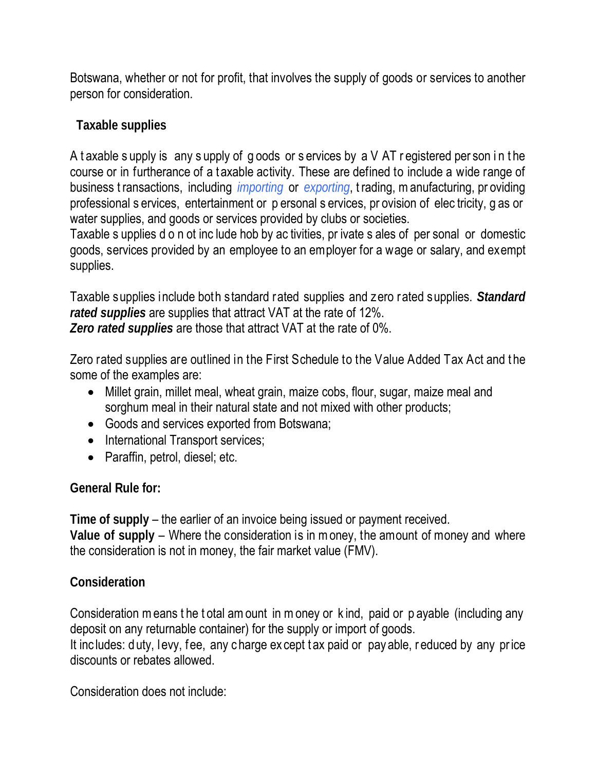Botswana, whether or not for profit, that involves the supply of goods or services to another person for consideration.

### Taxable supplies

A taxable supply is any supply of goods or services by a VAT registered person in the course or in furtherance of a taxable activity. These are defined to include a wide range of business transactions, including *importing* or *exporting*, trading, manufacturing, providing professional services, entertainment or personal services, provision of electricity, gas or water supplies, and goods or services provided by clubs or societies.
Taxable supplies do not include hobby activities, private sales of personal or domestic goods, services provided by an employee to an employer for a wage or salary, and exempt supplies.

Taxable supplies include both standard rated supplies and zero rated supplies. ***Standard rated supplies*** are supplies that attract VAT at the rate of 12%.
***Zero rated supplies*** are those that attract VAT at the rate of 0%.

Zero rated supplies are outlined in the First Schedule to the Value Added Tax Act and the some of the examples are:

- Millet grain, millet meal, wheat grain, maize cobs, flour, sugar, maize meal and sorghum meal in their natural state and not mixed with other products;
- Goods and services exported from Botswana;
- International Transport services;
- Paraffin, petrol, diesel; etc.

**General Rule for:**

**Time of supply** – the earlier of an invoice being issued or payment received.
**Value of supply** – Where the consideration is in money, the amount of money and where the consideration is not in money, the fair market value (FMV).

### Consideration

Consideration means the total amount in money or kind, paid or payable (including any deposit on any returnable container) for the supply or import of goods.
It includes: duty, levy, fee, any charge except tax paid or payable, reduced by any price discounts or rebates allowed.

Consideration does not include: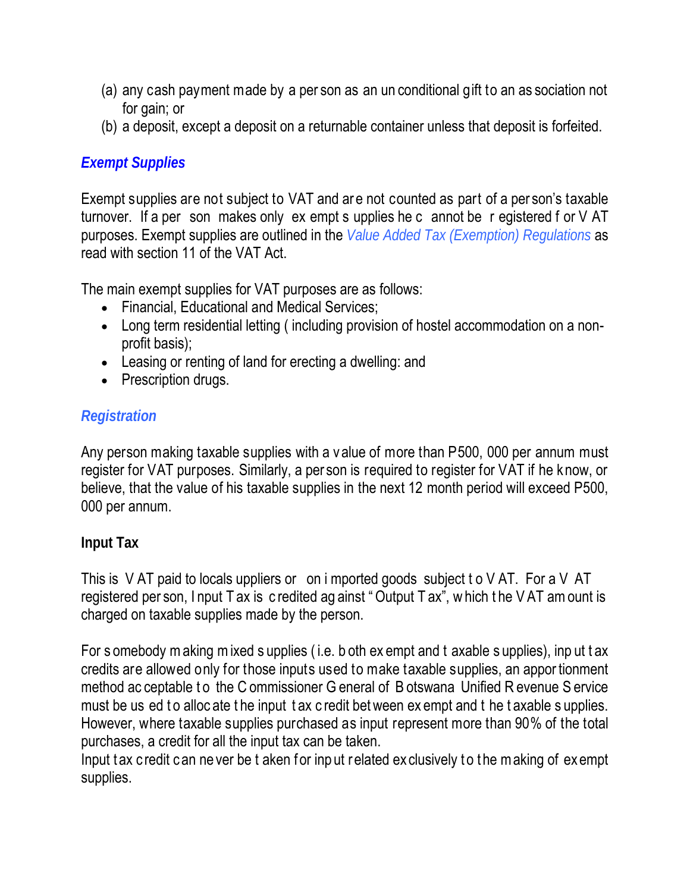(a) any cash payment made by a person as an unconditional gift to an association not for gain; or
(b) a deposit, except a deposit on a returnable container unless that deposit is forfeited.

## *Exempt Supplies*

Exempt supplies are not subject to VAT and are not counted as part of a person's taxable turnover. If a person makes only exempt supplies he cannot be registered for VAT purposes. Exempt supplies are outlined in the *Value Added Tax (Exemption) Regulations* as read with section 11 of the VAT Act.

The main exempt supplies for VAT purposes are as follows:

- Financial, Educational and Medical Services;
- Long term residential letting ( including provision of hostel accommodation on a non-profit basis);
- Leasing or renting of land for erecting a dwelling: and
- Prescription drugs.

## *Registration*

Any person making taxable supplies with a value of more than P500, 000 per annum must register for VAT purposes. Similarly, a person is required to register for VAT if he know, or believe, that the value of his taxable supplies in the next 12 month period will exceed P500, 000 per annum.

**Input Tax**

This is VAT paid to local suppliers or on imported goods subject to VAT. For a VAT registered person, Input Tax is credited against "Output Tax", which the VAT amount is charged on taxable supplies made by the person.

For somebody making mixed supplies (i.e. both exempt and taxable supplies), input tax credits are allowed only for those inputs used to make taxable supplies, an apportionment method acceptable to the Commissioner General of Botswana Unified Revenue Service must be used to allocate the input tax credit between exempt and the taxable supplies. However, where taxable supplies purchased as input represent more than 90% of the total purchases, a credit for all the input tax can be taken.
Input tax credit can never be taken for input related exclusively to the making of exempt supplies.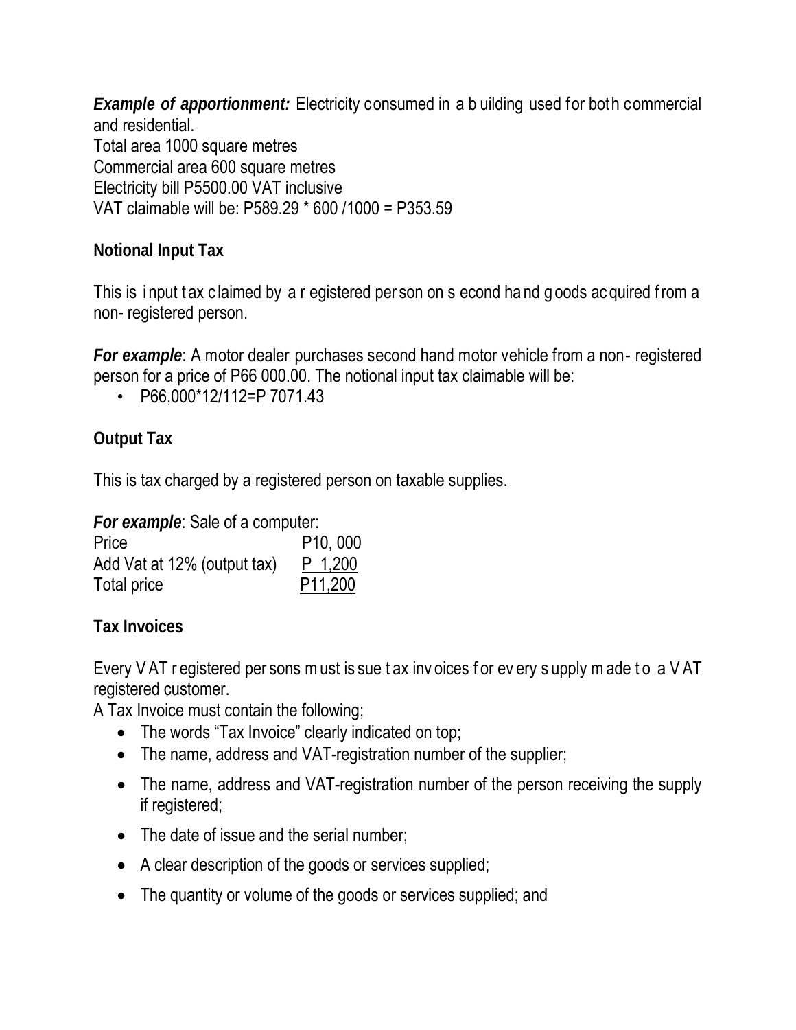***Example of apportionment:*** Electricity consumed in a building used for both commercial and residential.
Total area 1000 square metres
Commercial area 600 square metres
Electricity bill P5500.00 VAT inclusive
VAT claimable will be: P589.29 * 600 /1000 = P353.59

**Notional Input Tax**

This is input tax claimed by a registered person on second hand goods acquired from a non- registered person.

***For example***: A motor dealer purchases second hand motor vehicle from a non- registered person for a price of P66 000.00. The notional input tax claimable will be:

- P66,000*12/112=P 7071.43

**Output Tax**

This is tax charged by a registered person on taxable supplies.

***For example***: Sale of a computer:

| | |
|---|---|
| Price | P10, 000 |
| Add Vat at 12% (output tax) | P 1,200 |
| Total price | P11,200 |

**Tax Invoices**

Every VAT registered persons must issue tax invoices for every supply made to a VAT registered customer.
A Tax Invoice must contain the following;

- The words "Tax Invoice" clearly indicated on top;
- The name, address and VAT-registration number of the supplier;
- The name, address and VAT-registration number of the person receiving the supply if registered;
- The date of issue and the serial number;
- A clear description of the goods or services supplied;
- The quantity or volume of the goods or services supplied; and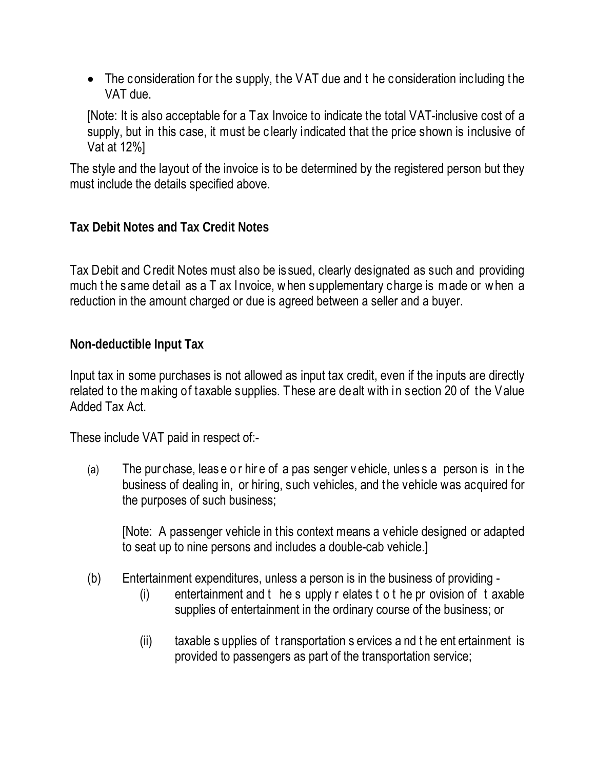- The consideration for the supply, the VAT due and the consideration including the VAT due.

[Note: It is also acceptable for a Tax Invoice to indicate the total VAT-inclusive cost of a supply, but in this case, it must be clearly indicated that the price shown is inclusive of Vat at 12%]

The style and the layout of the invoice is to be determined by the registered person but they must include the details specified above.

**Tax Debit Notes and Tax Credit Notes**

Tax Debit and Credit Notes must also be issued, clearly designated as such and providing much the same detail as a Tax Invoice, when supplementary charge is made or when a reduction in the amount charged or due is agreed between a seller and a buyer.

**Non-deductible Input Tax**

Input tax in some purchases is not allowed as input tax credit, even if the inputs are directly related to the making of taxable supplies. These are dealt with in section 20 of the Value Added Tax Act.

These include VAT paid in respect of:-

(a) The purchase, lease or hire of a passenger vehicle, unless a person is in the business of dealing in, or hiring, such vehicles, and the vehicle was acquired for the purposes of such business;

    [Note: A passenger vehicle in this context means a vehicle designed or adapted to seat up to nine persons and includes a double-cab vehicle.]

(b) Entertainment expenditures, unless a person is in the business of providing -

    (i) entertainment and the supply relates to the provision of taxable supplies of entertainment in the ordinary course of the business; or

    (ii) taxable supplies of transportation services and the entertainment is provided to passengers as part of the transportation service;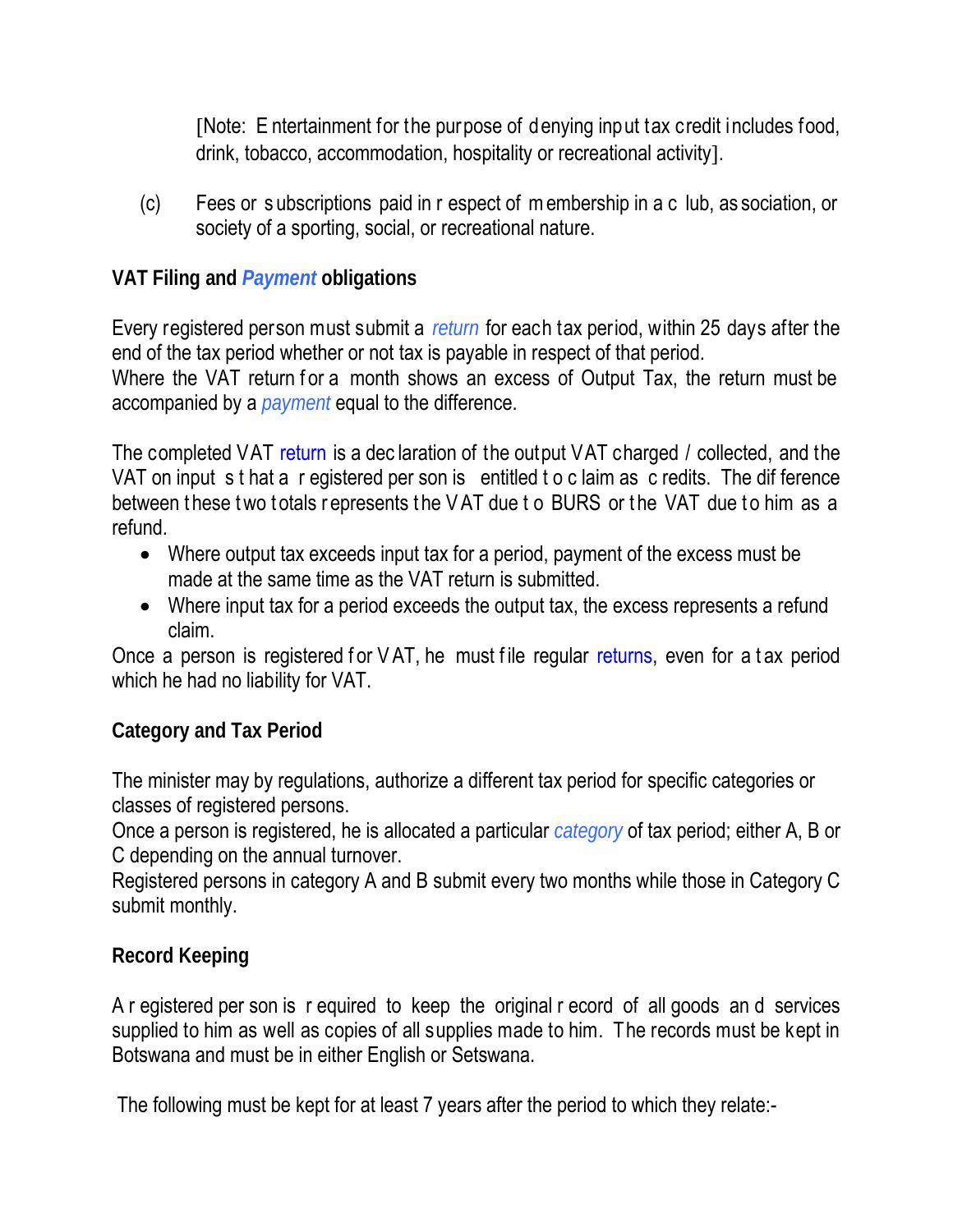[Note: Entertainment for the purpose of denying input tax credit includes food, drink, tobacco, accommodation, hospitality or recreational activity].

(c) Fees or subscriptions paid in respect of membership in a club, association, or society of a sporting, social, or recreational nature.

**VAT Filing and *Payment* obligations**

Every registered person must submit a *return* for each tax period, within 25 days after the end of the tax period whether or not tax is payable in respect of that period.
Where the VAT return for a month shows an excess of Output Tax, the return must be accompanied by a *payment* equal to the difference.

The completed VAT return is a declaration of the output VAT charged / collected, and the VAT on input that a registered person is entitled to claim as credits. The difference between these two totals represents the VAT due to BURS or the VAT due to him as a refund.

- Where output tax exceeds input tax for a period, payment of the excess must be made at the same time as the VAT return is submitted.
- Where input tax for a period exceeds the output tax, the excess represents a refund claim.

Once a person is registered for VAT, he must file regular returns, even for a tax period which he had no liability for VAT.

**Category and Tax Period**

The minister may by regulations, authorize a different tax period for specific categories or classes of registered persons.
Once a person is registered, he is allocated a particular *category* of tax period; either A, B or C depending on the annual turnover.
Registered persons in category A and B submit every two months while those in Category C submit monthly.

**Record Keeping**

A registered person is required to keep the original record of all goods and services supplied to him as well as copies of all supplies made to him. The records must be kept in Botswana and must be in either English or Setswana.

The following must be kept for at least 7 years after the period to which they relate:-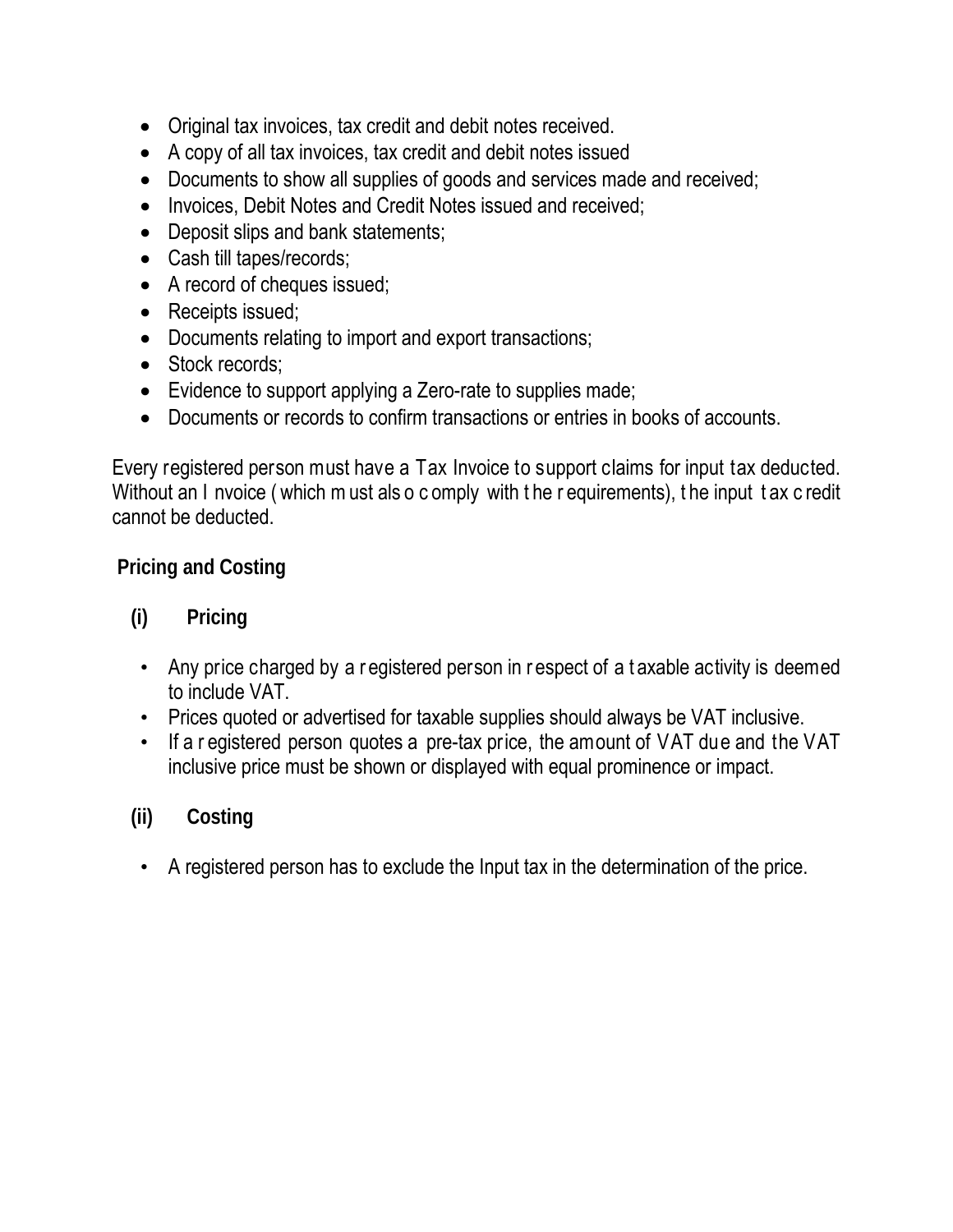- Original tax invoices, tax credit and debit notes received.
- A copy of all tax invoices, tax credit and debit notes issued
- Documents to show all supplies of goods and services made and received;
- Invoices, Debit Notes and Credit Notes issued and received;
- Deposit slips and bank statements;
- Cash till tapes/records;
- A record of cheques issued;
- Receipts issued;
- Documents relating to import and export transactions;
- Stock records;
- Evidence to support applying a Zero-rate to supplies made;
- Documents or records to confirm transactions or entries in books of accounts.

Every registered person must have a Tax Invoice to support claims for input tax deducted. Without an Invoice (which must also comply with the requirements), the input tax credit cannot be deducted.

## Pricing and Costing

### (i) Pricing

- Any price charged by a registered person in respect of a taxable activity is deemed to include VAT.
- Prices quoted or advertised for taxable supplies should always be VAT inclusive.
- If a registered person quotes a pre-tax price, the amount of VAT due and the VAT inclusive price must be shown or displayed with equal prominence or impact.

### (ii) Costing

- A registered person has to exclude the Input tax in the determination of the price.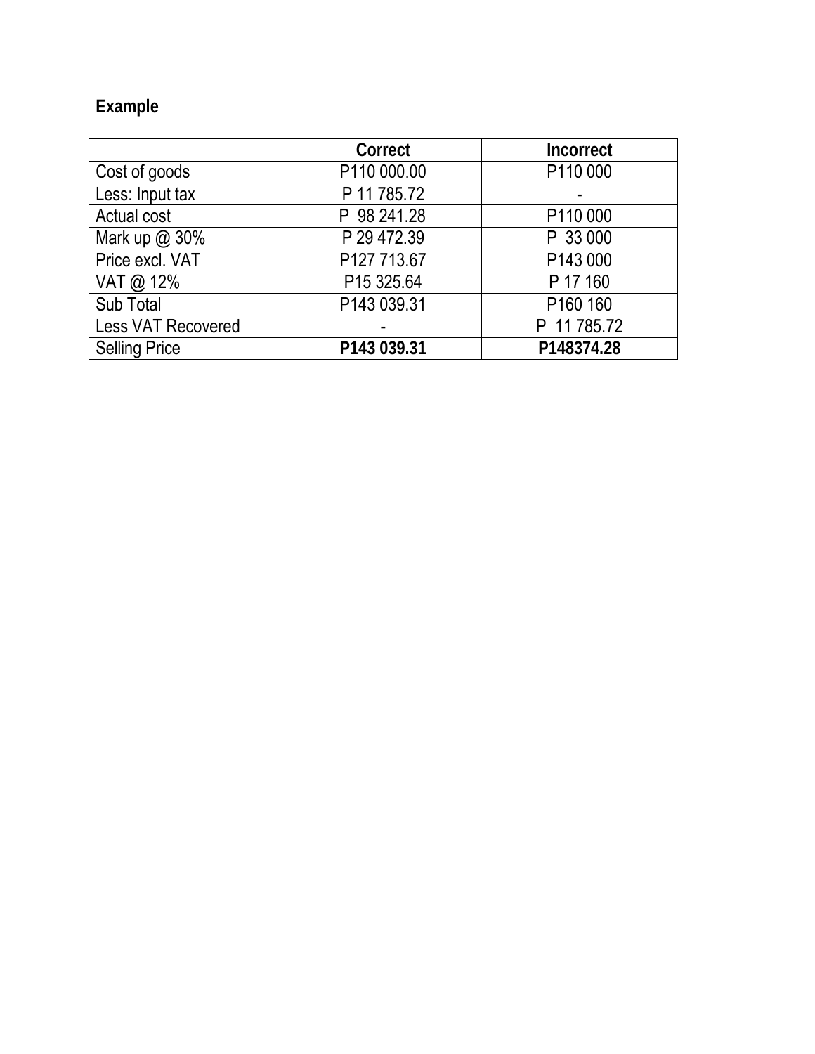**Example**

| | Correct | Incorrect |
|---|---|---|
| Cost of goods | P110 000.00 | P110 000 |
| Less: Input tax | P 11 785.72 | - |
| Actual cost | P 98 241.28 | P110 000 |
| Mark up @ 30% | P 29 472.39 | P 33 000 |
| Price excl. VAT | P127 713.67 | P143 000 |
| VAT @ 12% | P15 325.64 | P 17 160 |
| Sub Total | P143 039.31 | P160 160 |
| Less VAT Recovered | - | P 11 785.72 |
| Selling Price | **P143 039.31** | **P148374.28** |